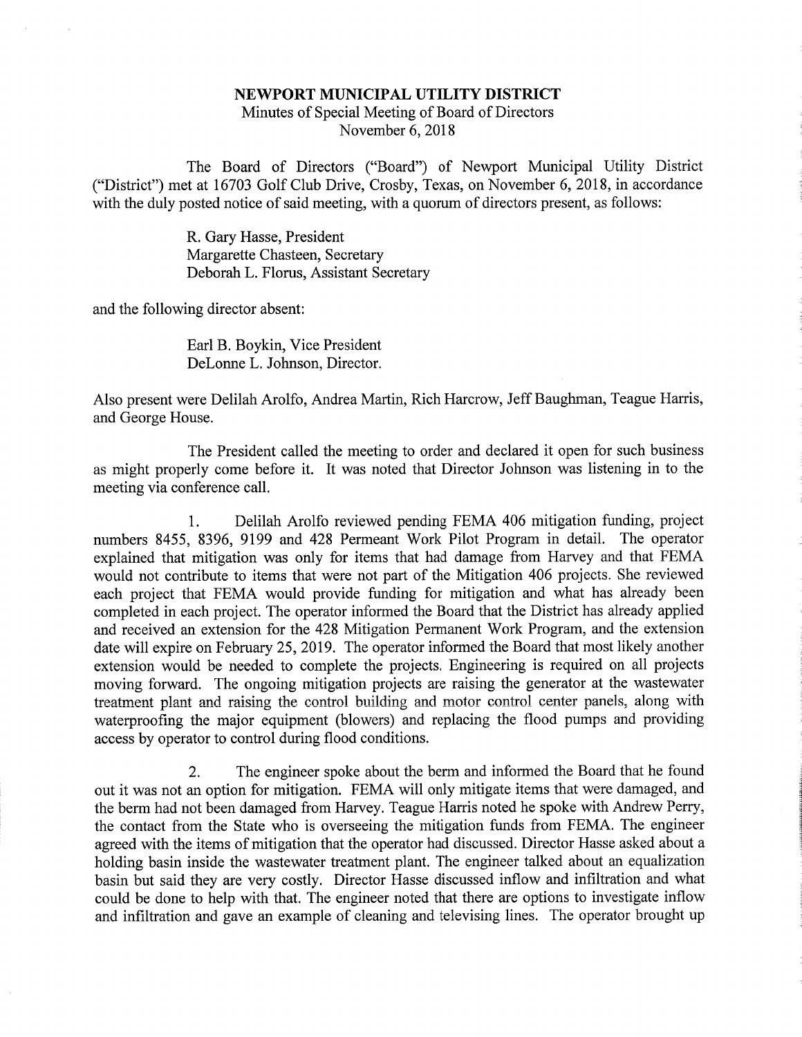# NEWPORT MUNICIPAL UTILITY DISTRICT

Minutes of Special Meeting of Board of Directors
November 6, 2018

The Board of Directors ("Board") of Newport Municipal Utility District ("District") met at 16703 Golf Club Drive, Crosby, Texas, on November 6, 2018, in accordance with the duly posted notice of said meeting, with a quorum of directors present, as follows:

R. Gary Hasse, President
Margarette Chasteen, Secretary
Deborah L. Florus, Assistant Secretary

and the following director absent:

Earl B. Boykin, Vice President
DeLonne L. Johnson, Director.

Also present were Delilah Arolfo, Andrea Martin, Rich Harcrow, Jeff Baughman, Teague Harris, and George House.

The President called the meeting to order and declared it open for such business as might properly come before it. It was noted that Director Johnson was listening in to the meeting via conference call.

1. Delilah Arolfo reviewed pending FEMA 406 mitigation funding, project numbers 8455, 8396, 9199 and 428 Permeant Work Pilot Program in detail. The operator explained that mitigation was only for items that had damage from Harvey and that FEMA would not contribute to items that were not part of the Mitigation 406 projects. She reviewed each project that FEMA would provide funding for mitigation and what has already been completed in each project. The operator informed the Board that the District has already applied and received an extension for the 428 Mitigation Permanent Work Program, and the extension date will expire on February 25, 2019. The operator informed the Board that most likely another extension would be needed to complete the projects. Engineering is required on all projects moving forward. The ongoing mitigation projects are raising the generator at the wastewater treatment plant and raising the control building and motor control center panels, along with waterproofing the major equipment (blowers) and replacing the flood pumps and providing access by operator to control during flood conditions.

2. The engineer spoke about the berm and informed the Board that he found out it was not an option for mitigation. FEMA will only mitigate items that were damaged, and the berm had not been damaged from Harvey. Teague Harris noted he spoke with Andrew Perry, the contact from the State who is overseeing the mitigation funds from FEMA. The engineer agreed with the items of mitigation that the operator had discussed. Director Hasse asked about a holding basin inside the wastewater treatment plant. The engineer talked about an equalization basin but said they are very costly. Director Hasse discussed inflow and infiltration and what could be done to help with that. The engineer noted that there are options to investigate inflow and infiltration and gave an example of cleaning and televising lines. The operator brought up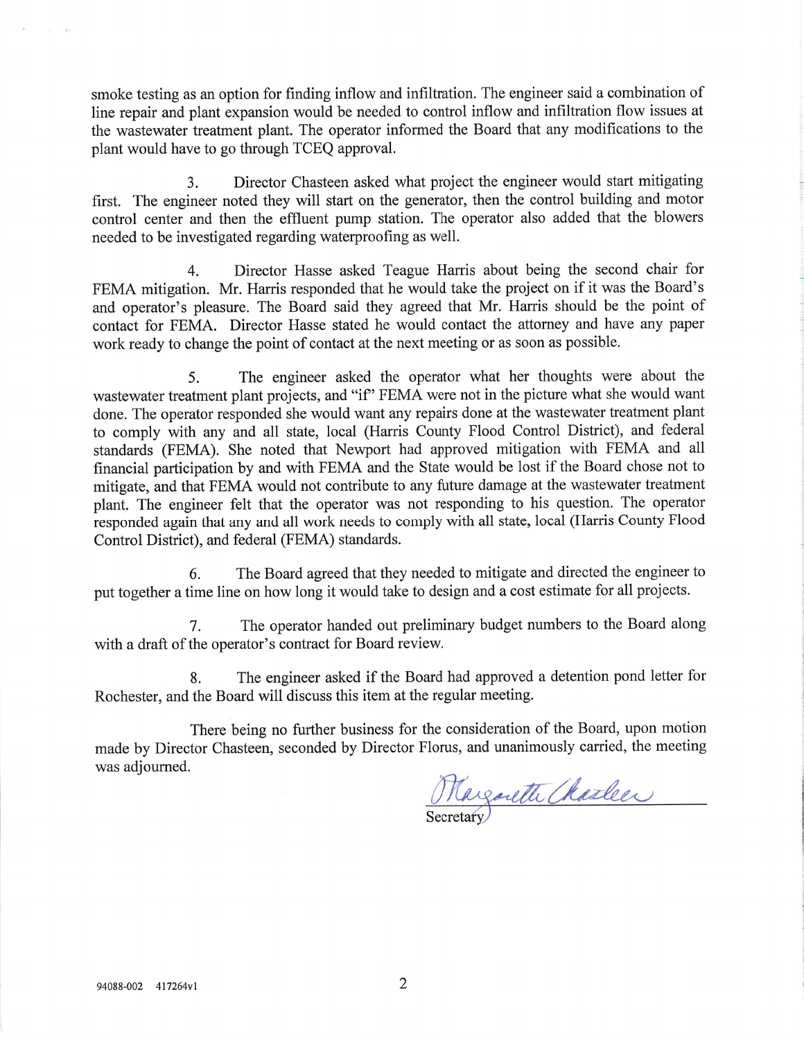smoke testing as an option for finding inflow and infiltration. The engineer said a combination of line repair and plant expansion would be needed to control inflow and infiltration flow issues at the wastewater treatment plant. The operator informed the Board that any modifications to the plant would have to go through TCEQ approval.

3. Director Chasteen asked what project the engineer would start mitigating first. The engineer noted they will start on the generator, then the control building and motor control center and then the effluent pump station. The operator also added that the blowers needed to be investigated regarding waterproofing as well.

4. Director Hasse asked Teague Harris about being the second chair for FEMA mitigation. Mr. Harris responded that he would take the project on if it was the Board's and operator's pleasure. The Board said they agreed that Mr. Harris should be the point of contact for FEMA. Director Hasse stated he would contact the attorney and have any paper work ready to change the point of contact at the next meeting or as soon as possible.

5. The engineer asked the operator what her thoughts were about the wastewater treatment plant projects, and "if" FEMA were not in the picture what she would want done. The operator responded she would want any repairs done at the wastewater treatment plant to comply with any and all state, local (Harris County Flood Control District), and federal standards (FEMA). She noted that Newport had approved mitigation with FEMA and all financial participation by and with FEMA and the State would be lost if the Board chose not to mitigate, and that FEMA would not contribute to any future damage at the wastewater treatment plant. The engineer felt that the operator was not responding to his question. The operator responded again that any and all work needs to comply with all state, local (Harris County Flood Control District), and federal (FEMA) standards.

6. The Board agreed that they needed to mitigate and directed the engineer to put together a time line on how long it would take to design and a cost estimate for all projects.

7. The operator handed out preliminary budget numbers to the Board along with a draft of the operator's contract for Board review.

8. The engineer asked if the Board had approved a detention pond letter for Rochester, and the Board will discuss this item at the regular meeting.

There being no further business for the consideration of the Board, upon motion made by Director Chasteen, seconded by Director Florus, and unanimously carried, the meeting was adjourned.

Margarette Chasteen
Secretary

94088-002 417264v1